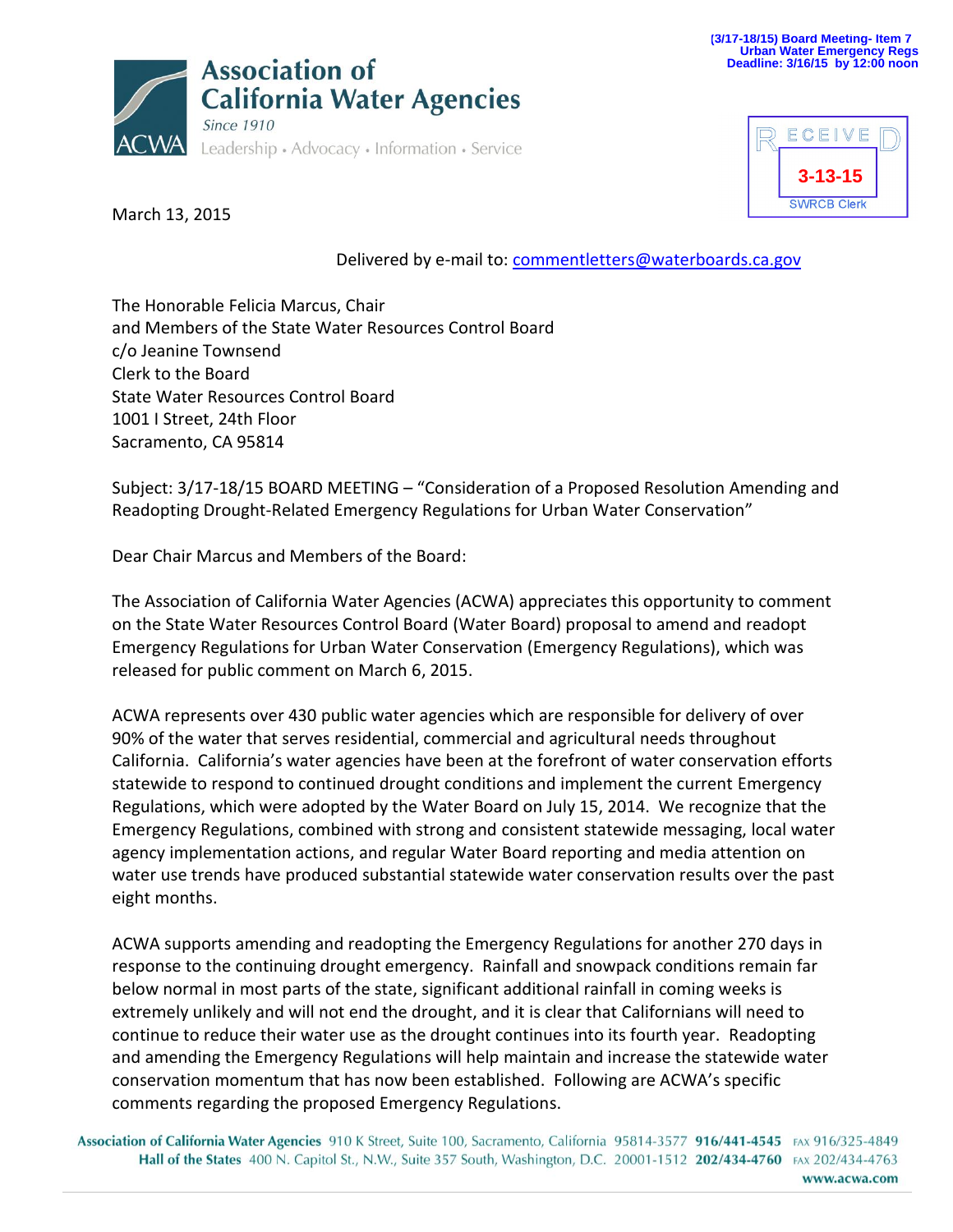(3/17-18/15) Board Meeting- Item 7
Urban Water Emergency Regs
Deadline: 3/16/15 by 12:00 noon

**Association of California Water Agencies**
Since 1910
Leadership • Advocacy • Information • Service

RECEIVED
3-13-15
SWRCB Clerk

March 13, 2015

Delivered by e-mail to: commentletters@waterboards.ca.gov

The Honorable Felicia Marcus, Chair
and Members of the State Water Resources Control Board
c/o Jeanine Townsend
Clerk to the Board
State Water Resources Control Board
1001 I Street, 24th Floor
Sacramento, CA 95814

Subject: 3/17-18/15 BOARD MEETING – "Consideration of a Proposed Resolution Amending and Readopting Drought-Related Emergency Regulations for Urban Water Conservation"

Dear Chair Marcus and Members of the Board:

The Association of California Water Agencies (ACWA) appreciates this opportunity to comment on the State Water Resources Control Board (Water Board) proposal to amend and readopt Emergency Regulations for Urban Water Conservation (Emergency Regulations), which was released for public comment on March 6, 2015.

ACWA represents over 430 public water agencies which are responsible for delivery of over 90% of the water that serves residential, commercial and agricultural needs throughout California. California's water agencies have been at the forefront of water conservation efforts statewide to respond to continued drought conditions and implement the current Emergency Regulations, which were adopted by the Water Board on July 15, 2014. We recognize that the Emergency Regulations, combined with strong and consistent statewide messaging, local water agency implementation actions, and regular Water Board reporting and media attention on water use trends have produced substantial statewide water conservation results over the past eight months.

ACWA supports amending and readopting the Emergency Regulations for another 270 days in response to the continuing drought emergency. Rainfall and snowpack conditions remain far below normal in most parts of the state, significant additional rainfall in coming weeks is extremely unlikely and will not end the drought, and it is clear that Californians will need to continue to reduce their water use as the drought continues into its fourth year. Readopting and amending the Emergency Regulations will help maintain and increase the statewide water conservation momentum that has now been established. Following are ACWA's specific comments regarding the proposed Emergency Regulations.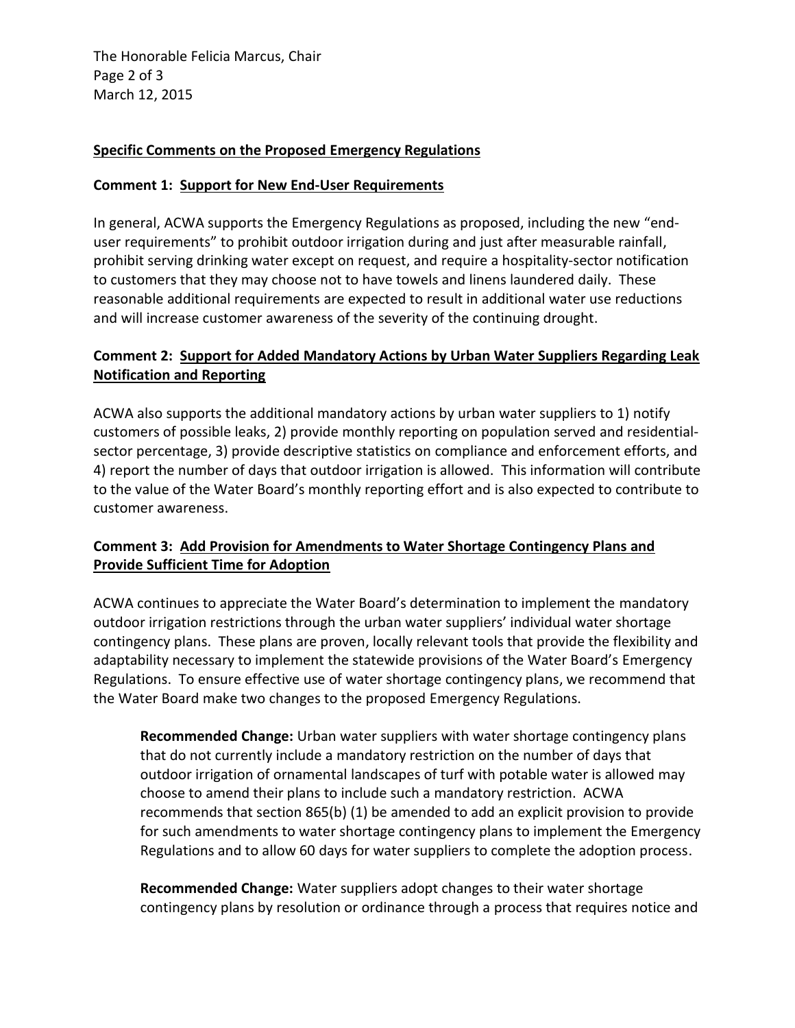**Specific Comments on the Proposed Emergency Regulations**

**Comment 1: Support for New End-User Requirements**

In general, ACWA supports the Emergency Regulations as proposed, including the new "end-user requirements" to prohibit outdoor irrigation during and just after measurable rainfall, prohibit serving drinking water except on request, and require a hospitality-sector notification to customers that they may choose not to have towels and linens laundered daily. These reasonable additional requirements are expected to result in additional water use reductions and will increase customer awareness of the severity of the continuing drought.

**Comment 2: Support for Added Mandatory Actions by Urban Water Suppliers Regarding Leak Notification and Reporting**

ACWA also supports the additional mandatory actions by urban water suppliers to 1) notify customers of possible leaks, 2) provide monthly reporting on population served and residential-sector percentage, 3) provide descriptive statistics on compliance and enforcement efforts, and 4) report the number of days that outdoor irrigation is allowed. This information will contribute to the value of the Water Board's monthly reporting effort and is also expected to contribute to customer awareness.

**Comment 3: Add Provision for Amendments to Water Shortage Contingency Plans and Provide Sufficient Time for Adoption**

ACWA continues to appreciate the Water Board's determination to implement the mandatory outdoor irrigation restrictions through the urban water suppliers' individual water shortage contingency plans. These plans are proven, locally relevant tools that provide the flexibility and adaptability necessary to implement the statewide provisions of the Water Board's Emergency Regulations. To ensure effective use of water shortage contingency plans, we recommend that the Water Board make two changes to the proposed Emergency Regulations.

> **Recommended Change:** Urban water suppliers with water shortage contingency plans that do not currently include a mandatory restriction on the number of days that outdoor irrigation of ornamental landscapes of turf with potable water is allowed may choose to amend their plans to include such a mandatory restriction. ACWA recommends that section 865(b) (1) be amended to add an explicit provision to provide for such amendments to water shortage contingency plans to implement the Emergency Regulations and to allow 60 days for water suppliers to complete the adoption process.

> **Recommended Change:** Water suppliers adopt changes to their water shortage contingency plans by resolution or ordinance through a process that requires notice and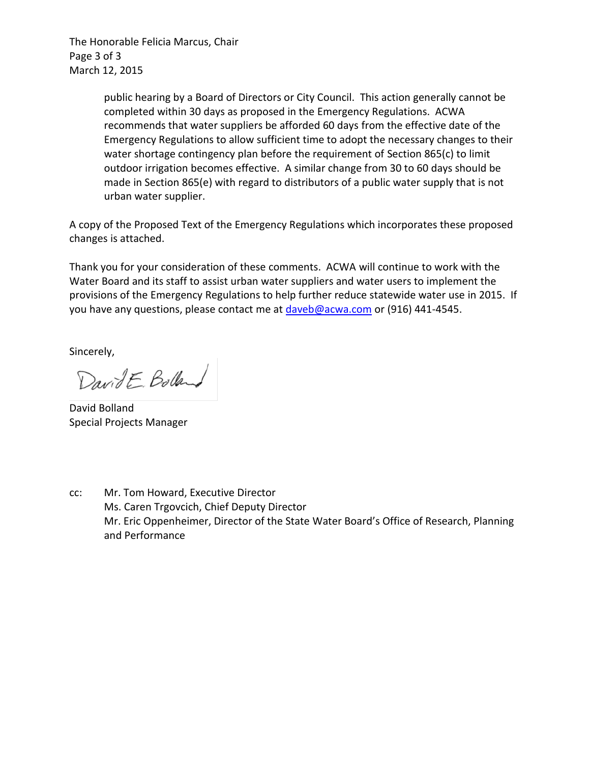public hearing by a Board of Directors or City Council. This action generally cannot be completed within 30 days as proposed in the Emergency Regulations. ACWA recommends that water suppliers be afforded 60 days from the effective date of the Emergency Regulations to allow sufficient time to adopt the necessary changes to their water shortage contingency plan before the requirement of Section 865(c) to limit outdoor irrigation becomes effective. A similar change from 30 to 60 days should be made in Section 865(e) with regard to distributors of a public water supply that is not urban water supplier.

A copy of the Proposed Text of the Emergency Regulations which incorporates these proposed changes is attached.

Thank you for your consideration of these comments. ACWA will continue to work with the Water Board and its staff to assist urban water suppliers and water users to implement the provisions of the Emergency Regulations to help further reduce statewide water use in 2015. If you have any questions, please contact me at daveb@acwa.com or (916) 441-4545.

Sincerely,

David E. Bolland

David Bolland
Special Projects Manager

cc: Mr. Tom Howard, Executive Director
Ms. Caren Trgovcich, Chief Deputy Director
Mr. Eric Oppenheimer, Director of the State Water Board's Office of Research, Planning and Performance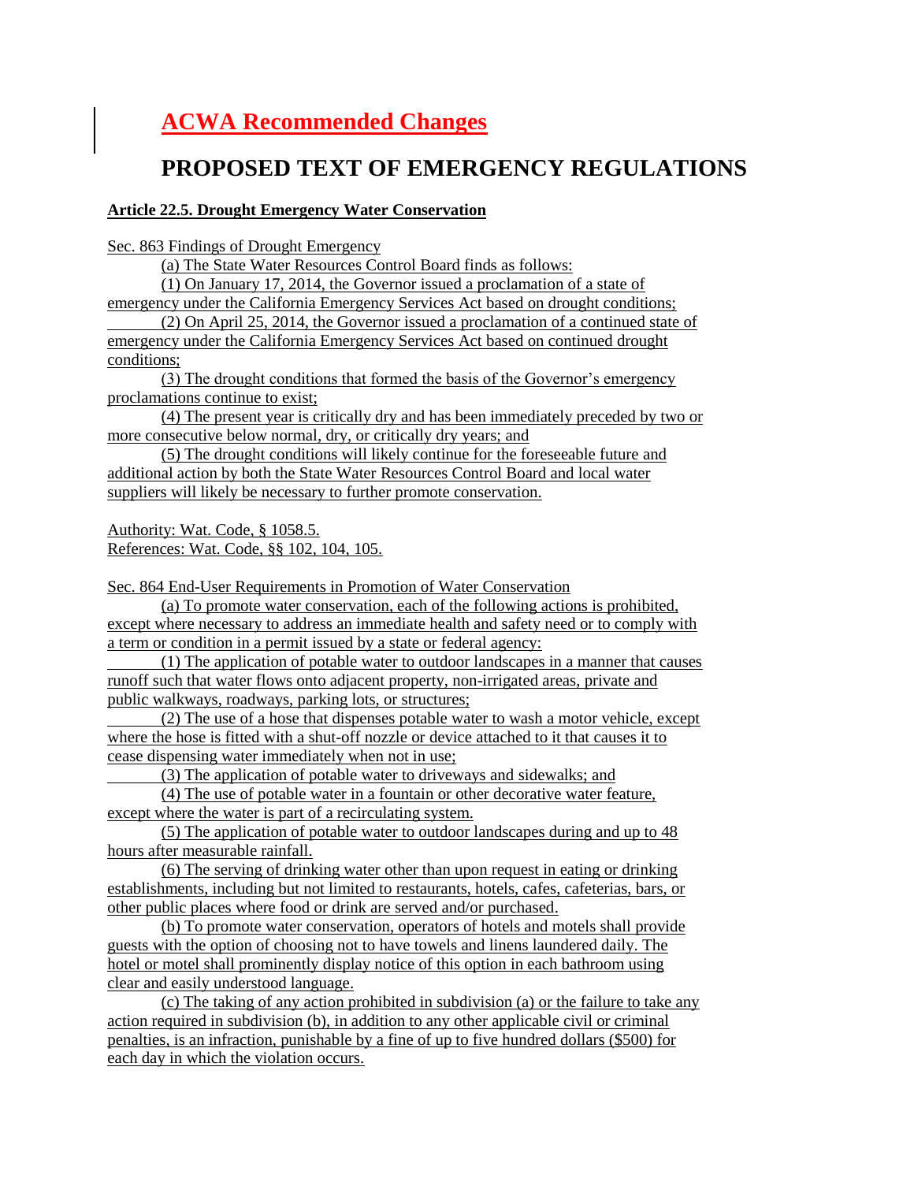# ACWA Recommended Changes

# PROPOSED TEXT OF EMERGENCY REGULATIONS

**Article 22.5. Drought Emergency Water Conservation**

Sec. 863 Findings of Drought Emergency

(a) The State Water Resources Control Board finds as follows:

(1) On January 17, 2014, the Governor issued a proclamation of a state of emergency under the California Emergency Services Act based on drought conditions;

(2) On April 25, 2014, the Governor issued a proclamation of a continued state of emergency under the California Emergency Services Act based on continued drought conditions;

(3) The drought conditions that formed the basis of the Governor's emergency proclamations continue to exist;

(4) The present year is critically dry and has been immediately preceded by two or more consecutive below normal, dry, or critically dry years; and

(5) The drought conditions will likely continue for the foreseeable future and additional action by both the State Water Resources Control Board and local water suppliers will likely be necessary to further promote conservation.

Authority: Wat. Code, § 1058.5.
References: Wat. Code, §§ 102, 104, 105.

Sec. 864 End-User Requirements in Promotion of Water Conservation

(a) To promote water conservation, each of the following actions is prohibited, except where necessary to address an immediate health and safety need or to comply with a term or condition in a permit issued by a state or federal agency:

(1) The application of potable water to outdoor landscapes in a manner that causes runoff such that water flows onto adjacent property, non-irrigated areas, private and public walkways, roadways, parking lots, or structures;

(2) The use of a hose that dispenses potable water to wash a motor vehicle, except where the hose is fitted with a shut-off nozzle or device attached to it that causes it to cease dispensing water immediately when not in use;

(3) The application of potable water to driveways and sidewalks; and

(4) The use of potable water in a fountain or other decorative water feature, except where the water is part of a recirculating system.

(5) The application of potable water to outdoor landscapes during and up to 48 hours after measurable rainfall.

(6) The serving of drinking water other than upon request in eating or drinking establishments, including but not limited to restaurants, hotels, cafes, cafeterias, bars, or other public places where food or drink are served and/or purchased.

(b) To promote water conservation, operators of hotels and motels shall provide guests with the option of choosing not to have towels and linens laundered daily. The hotel or motel shall prominently display notice of this option in each bathroom using clear and easily understood language.

(c) The taking of any action prohibited in subdivision (a) or the failure to take any action required in subdivision (b), in addition to any other applicable civil or criminal penalties, is an infraction, punishable by a fine of up to five hundred dollars ($500) for each day in which the violation occurs.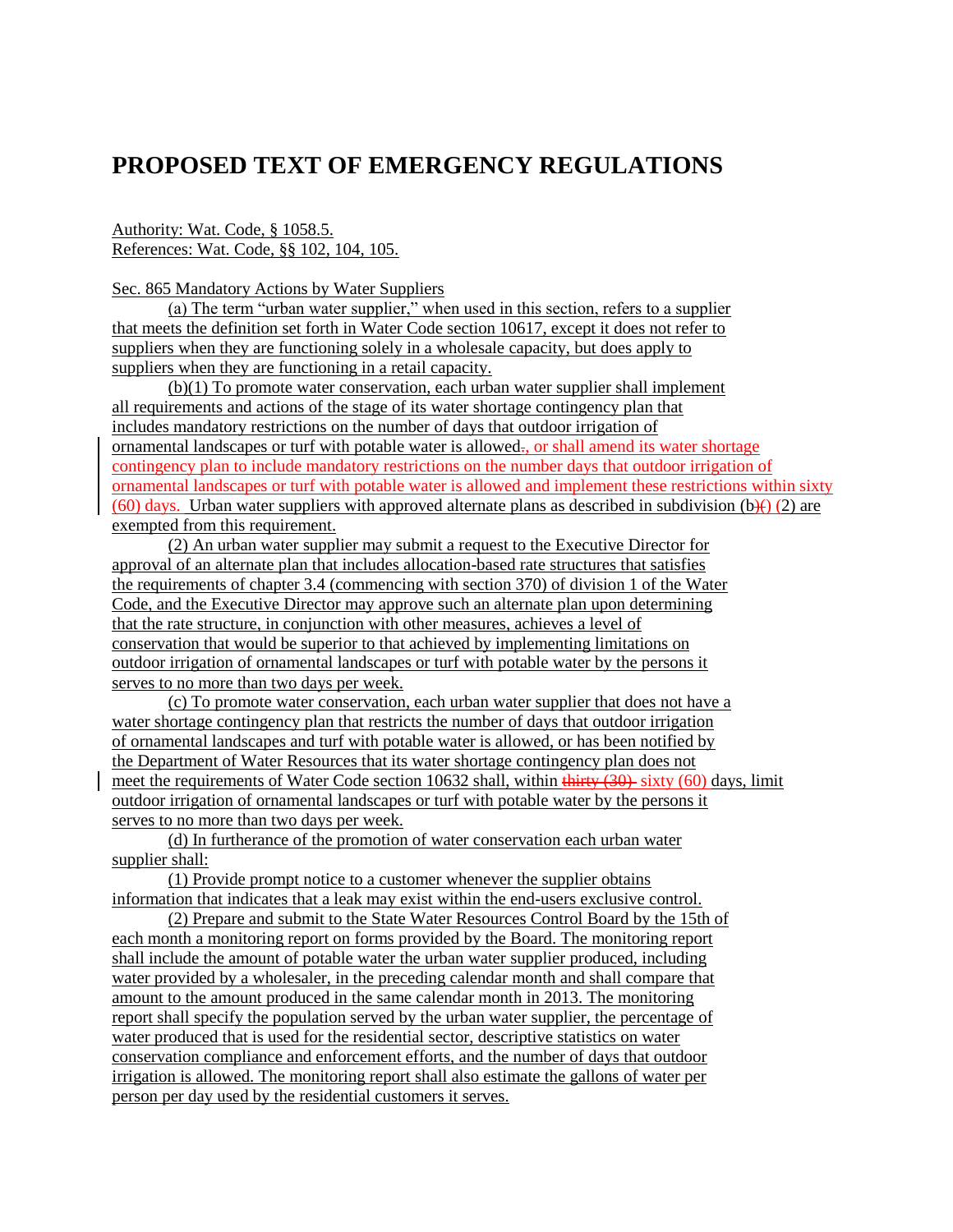# PROPOSED TEXT OF EMERGENCY REGULATIONS

Authority: Wat. Code, § 1058.5.
References: Wat. Code, §§ 102, 104, 105.

Sec. 865 Mandatory Actions by Water Suppliers

(a) The term "urban water supplier," when used in this section, refers to a supplier that meets the definition set forth in Water Code section 10617, except it does not refer to suppliers when they are functioning solely in a wholesale capacity, but does apply to suppliers when they are functioning in a retail capacity.

(b)(1) To promote water conservation, each urban water supplier shall implement all requirements and actions of the stage of its water shortage contingency plan that includes mandatory restrictions on the number of days that outdoor irrigation of ornamental landscapes or turf with potable water is allowed~~.~~, or shall amend its water shortage contingency plan to include mandatory restrictions on the number days that outdoor irrigation of ornamental landscapes or turf with potable water is allowed and implement these restrictions within sixty (60) days. Urban water suppliers with approved alternate plans as described in subdivision (b~~)(~~) (2) are exempted from this requirement.

(2) An urban water supplier may submit a request to the Executive Director for approval of an alternate plan that includes allocation-based rate structures that satisfies the requirements of chapter 3.4 (commencing with section 370) of division 1 of the Water Code, and the Executive Director may approve such an alternate plan upon determining that the rate structure, in conjunction with other measures, achieves a level of conservation that would be superior to that achieved by implementing limitations on outdoor irrigation of ornamental landscapes or turf with potable water by the persons it serves to no more than two days per week.

(c) To promote water conservation, each urban water supplier that does not have a water shortage contingency plan that restricts the number of days that outdoor irrigation of ornamental landscapes and turf with potable water is allowed, or has been notified by the Department of Water Resources that its water shortage contingency plan does not meet the requirements of Water Code section 10632 shall, within ~~thirty (30)~~ sixty (60) days, limit outdoor irrigation of ornamental landscapes or turf with potable water by the persons it serves to no more than two days per week.

(d) In furtherance of the promotion of water conservation each urban water supplier shall:

(1) Provide prompt notice to a customer whenever the supplier obtains information that indicates that a leak may exist within the end-users exclusive control.

(2) Prepare and submit to the State Water Resources Control Board by the 15th of each month a monitoring report on forms provided by the Board. The monitoring report shall include the amount of potable water the urban water supplier produced, including water provided by a wholesaler, in the preceding calendar month and shall compare that amount to the amount produced in the same calendar month in 2013. The monitoring report shall specify the population served by the urban water supplier, the percentage of water produced that is used for the residential sector, descriptive statistics on water conservation compliance and enforcement efforts, and the number of days that outdoor irrigation is allowed. The monitoring report shall also estimate the gallons of water per person per day used by the residential customers it serves.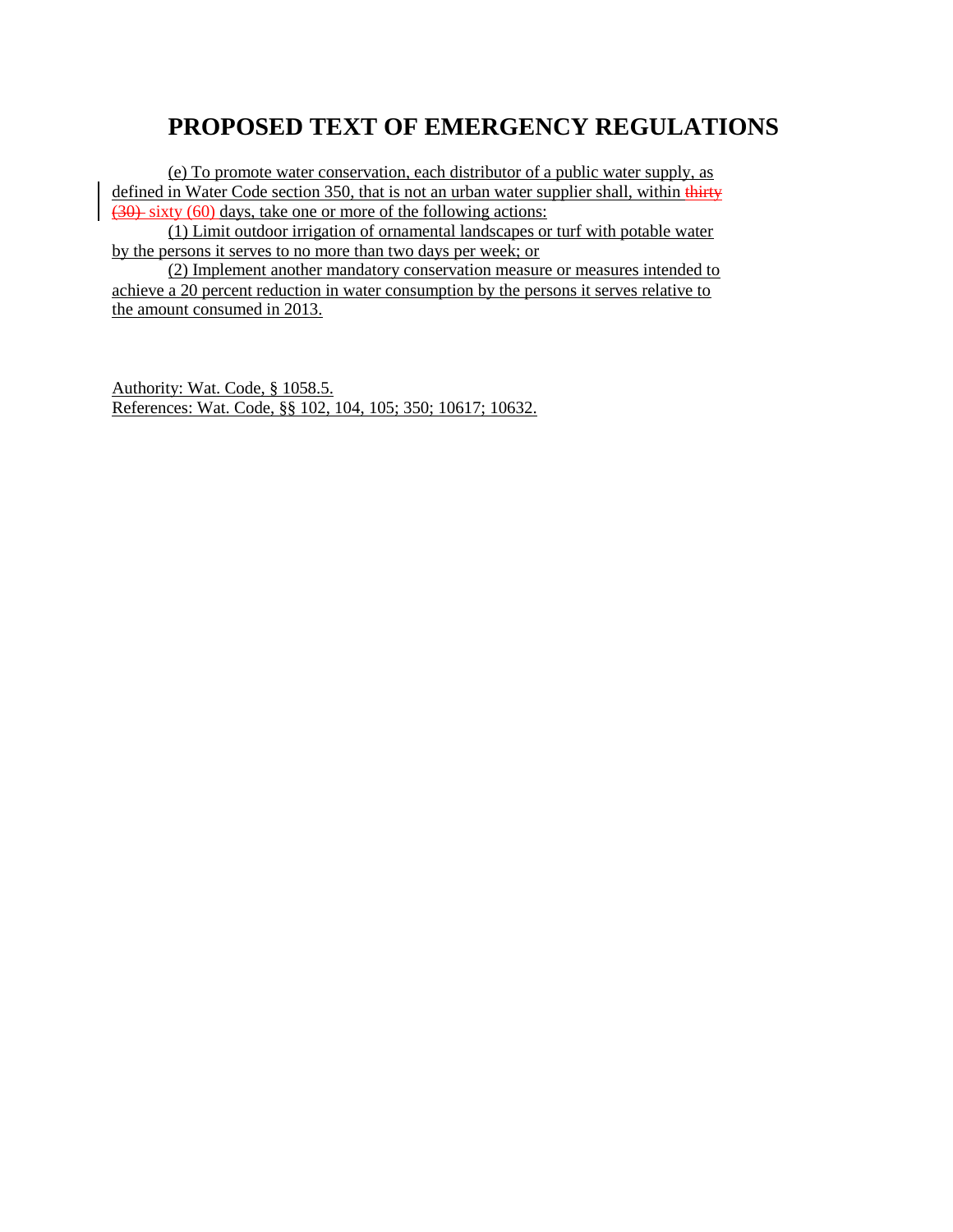# PROPOSED TEXT OF EMERGENCY REGULATIONS

(e) To promote water conservation, each distributor of a public water supply, as defined in Water Code section 350, that is not an urban water supplier shall, within ~~thirty (30)~~ sixty (60) days, take one or more of the following actions:

(1) Limit outdoor irrigation of ornamental landscapes or turf with potable water by the persons it serves to no more than two days per week; or

(2) Implement another mandatory conservation measure or measures intended to achieve a 20 percent reduction in water consumption by the persons it serves relative to the amount consumed in 2013.

Authority: Wat. Code, § 1058.5.
References: Wat. Code, §§ 102, 104, 105; 350; 10617; 10632.